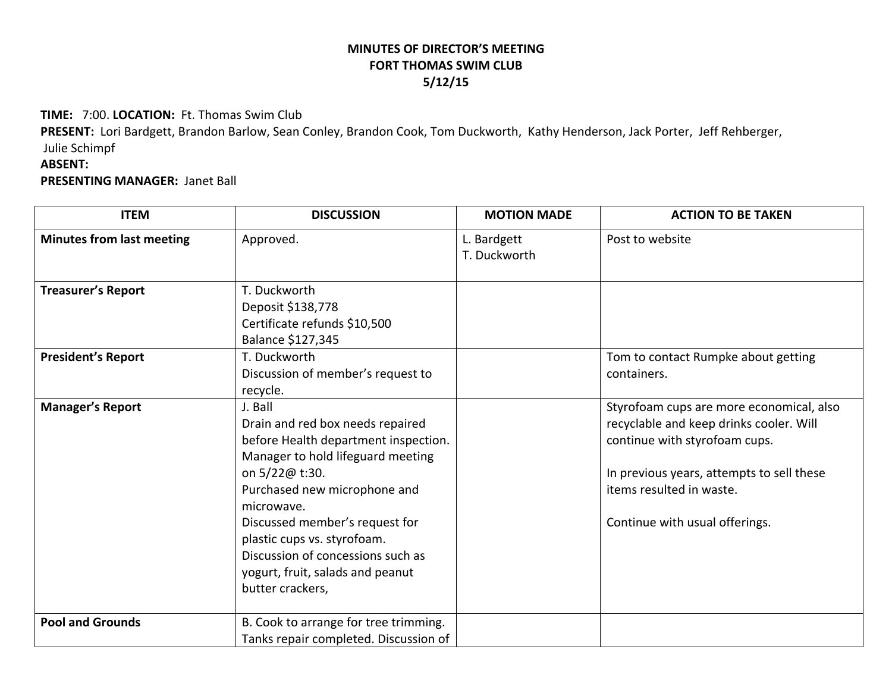**MINUTES OF DIRECTOR'S MEETING**
**FORT THOMAS SWIM CLUB**
**5/12/15**

**TIME:** 7:00. **LOCATION:** Ft. Thomas Swim Club
**PRESENT:** Lori Bardgett, Brandon Barlow, Sean Conley, Brandon Cook, Tom Duckworth, Kathy Henderson, Jack Porter, Jeff Rehberger, Julie Schimpf
**ABSENT:**
**PRESENTING MANAGER:** Janet Ball

| ITEM | DISCUSSION | MOTION MADE | ACTION TO BE TAKEN |
|---|---|---|---|
| **Minutes from last meeting** | Approved. | L. Bardgett<br>T. Duckworth | Post to website |
| **Treasurer's Report** | T. Duckworth<br>Deposit $138,778<br>Certificate refunds $10,500<br>Balance $127,345 | | |
| **President's Report** | T. Duckworth<br>Discussion of member's request to recycle. | | Tom to contact Rumpke about getting containers. |
| **Manager's Report** | J. Ball<br>Drain and red box needs repaired before Health department inspection.<br>Manager to hold lifeguard meeting on 5/22@ t:30.<br>Purchased new microphone and microwave.<br>Discussed member's request for plastic cups vs. styrofoam.<br>Discussion of concessions such as yogurt, fruit, salads and peanut butter crackers, | | Styrofoam cups are more economical, also recyclable and keep drinks cooler. Will continue with styrofoam cups.<br><br>In previous years, attempts to sell these items resulted in waste.<br><br>Continue with usual offerings. |
| **Pool and Grounds** | B. Cook to arrange for tree trimming.<br>Tanks repair completed. Discussion of | | |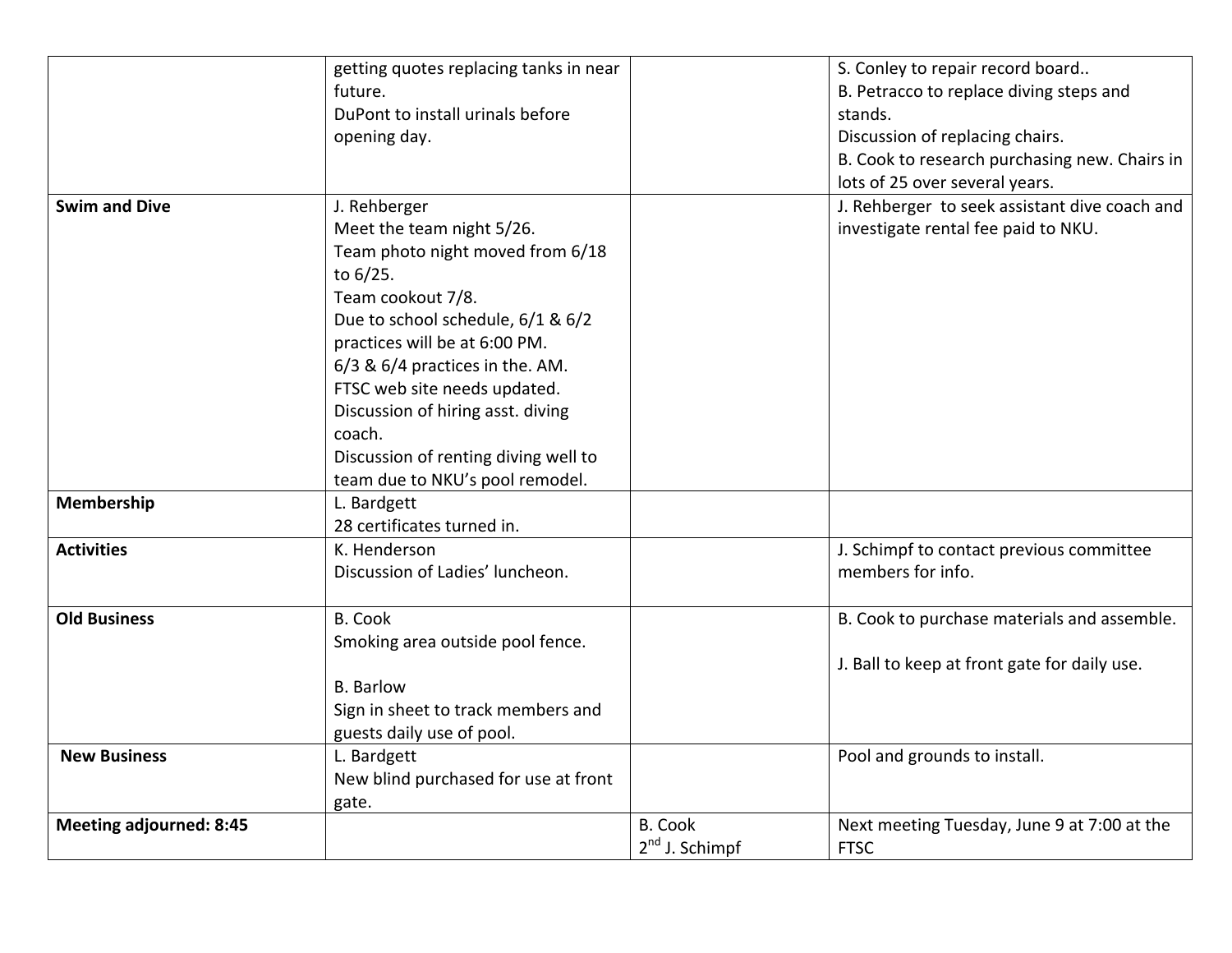| | | | |
|---|---|---|---|
| | getting quotes replacing tanks in near future.<br>DuPont to install urinals before opening day. | | S. Conley to repair record board..<br>B. Petracco to replace diving steps and stands.<br>Discussion of replacing chairs.<br>B. Cook to research purchasing new. Chairs in lots of 25 over several years. |
| **Swim and Dive** | J. Rehberger<br>Meet the team night 5/26.<br>Team photo night moved from 6/18 to 6/25.<br>Team cookout 7/8.<br>Due to school schedule, 6/1 & 6/2 practices will be at 6:00 PM.<br>6/3 & 6/4 practices in the. AM.<br>FTSC web site needs updated.<br>Discussion of hiring asst. diving coach.<br>Discussion of renting diving well to team due to NKU's pool remodel. | | J. Rehberger to seek assistant dive coach and investigate rental fee paid to NKU. |
| **Membership** | L. Bardgett<br>28 certificates turned in. | | |
| **Activities** | K. Henderson<br>Discussion of Ladies' luncheon. | | J. Schimpf to contact previous committee members for info. |
| **Old Business** | B. Cook<br>Smoking area outside pool fence.<br><br>B. Barlow<br>Sign in sheet to track members and guests daily use of pool. | | B. Cook to purchase materials and assemble.<br><br>J. Ball to keep at front gate for daily use. |
| **New Business** | L. Bardgett<br>New blind purchased for use at front gate. | | Pool and grounds to install. |
| **Meeting adjourned: 8:45** | | B. Cook<br>2nd J. Schimpf | Next meeting Tuesday, June 9 at 7:00 at the FTSC |